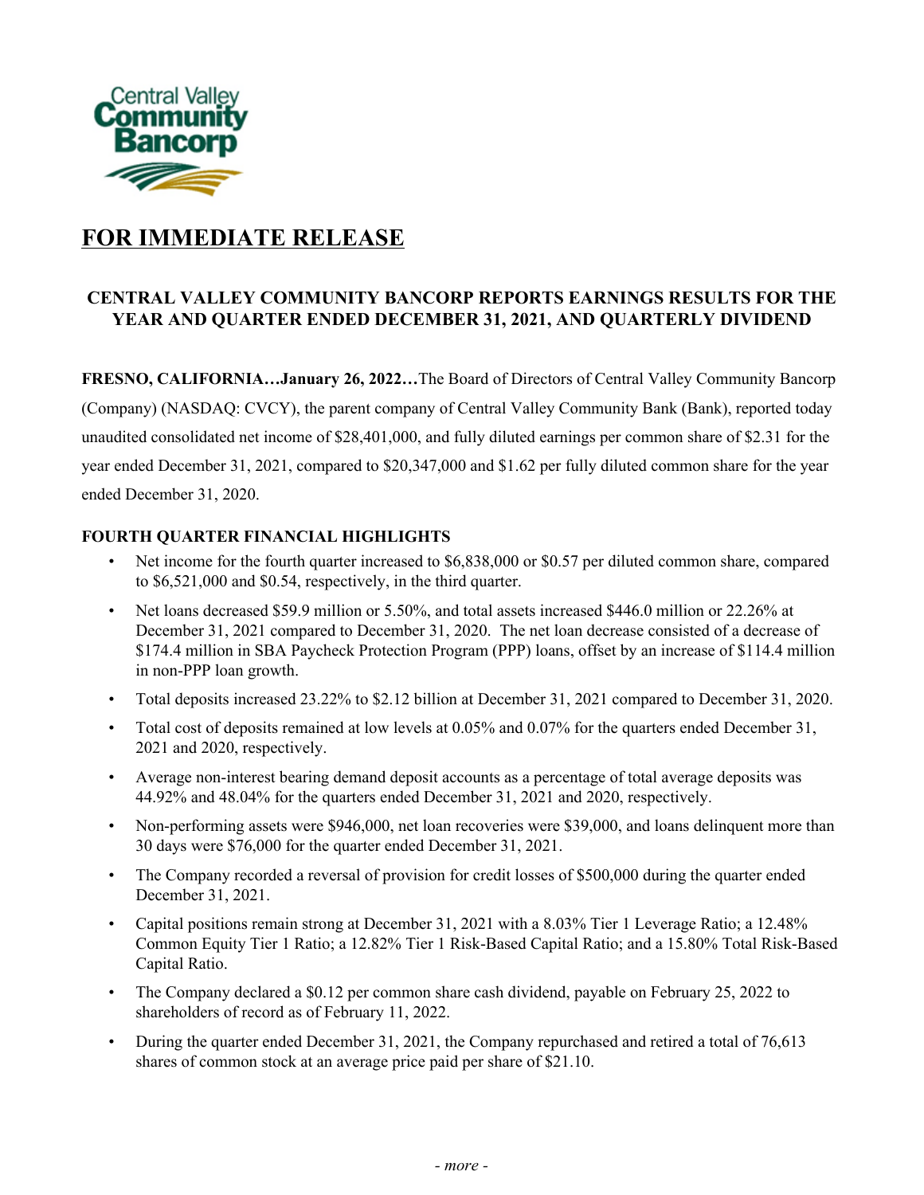Central Valley Community Bancorp

# FOR IMMEDIATE RELEASE

## CENTRAL VALLEY COMMUNITY BANCORP REPORTS EARNINGS RESULTS FOR THE YEAR AND QUARTER ENDED DECEMBER 31, 2021, AND QUARTERLY DIVIDEND

**FRESNO, CALIFORNIA…January 26, 2022…**The Board of Directors of Central Valley Community Bancorp (Company) (NASDAQ: CVCY), the parent company of Central Valley Community Bank (Bank), reported today unaudited consolidated net income of $28,401,000, and fully diluted earnings per common share of $2.31 for the year ended December 31, 2021, compared to $20,347,000 and $1.62 per fully diluted common share for the year ended December 31, 2020.

**FOURTH QUARTER FINANCIAL HIGHLIGHTS**

- Net income for the fourth quarter increased to $6,838,000 or $0.57 per diluted common share, compared to $6,521,000 and $0.54, respectively, in the third quarter.
- Net loans decreased $59.9 million or 5.50%, and total assets increased $446.0 million or 22.26% at December 31, 2021 compared to December 31, 2020. The net loan decrease consisted of a decrease of $174.4 million in SBA Paycheck Protection Program (PPP) loans, offset by an increase of $114.4 million in non-PPP loan growth.
- Total deposits increased 23.22% to $2.12 billion at December 31, 2021 compared to December 31, 2020.
- Total cost of deposits remained at low levels at 0.05% and 0.07% for the quarters ended December 31, 2021 and 2020, respectively.
- Average non-interest bearing demand deposit accounts as a percentage of total average deposits was 44.92% and 48.04% for the quarters ended December 31, 2021 and 2020, respectively.
- Non-performing assets were $946,000, net loan recoveries were $39,000, and loans delinquent more than 30 days were $76,000 for the quarter ended December 31, 2021.
- The Company recorded a reversal of provision for credit losses of $500,000 during the quarter ended December 31, 2021.
- Capital positions remain strong at December 31, 2021 with a 8.03% Tier 1 Leverage Ratio; a 12.48% Common Equity Tier 1 Ratio; a 12.82% Tier 1 Risk-Based Capital Ratio; and a 15.80% Total Risk-Based Capital Ratio.
- The Company declared a $0.12 per common share cash dividend, payable on February 25, 2022 to shareholders of record as of February 11, 2022.
- During the quarter ended December 31, 2021, the Company repurchased and retired a total of 76,613 shares of common stock at an average price paid per share of $21.10.

*- more -*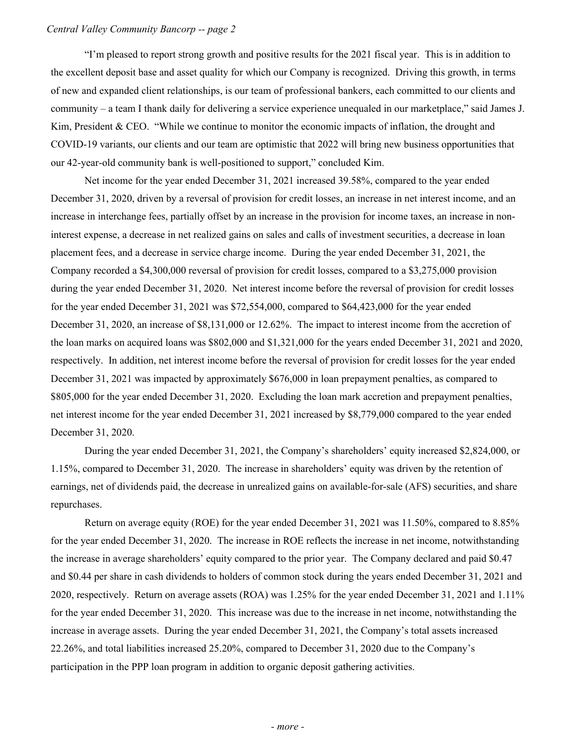"I'm pleased to report strong growth and positive results for the 2021 fiscal year. This is in addition to the excellent deposit base and asset quality for which our Company is recognized. Driving this growth, in terms of new and expanded client relationships, is our team of professional bankers, each committed to our clients and community – a team I thank daily for delivering a service experience unequaled in our marketplace," said James J. Kim, President & CEO. "While we continue to monitor the economic impacts of inflation, the drought and COVID-19 variants, our clients and our team are optimistic that 2022 will bring new business opportunities that our 42-year-old community bank is well-positioned to support," concluded Kim.

Net income for the year ended December 31, 2021 increased 39.58%, compared to the year ended December 31, 2020, driven by a reversal of provision for credit losses, an increase in net interest income, and an increase in interchange fees, partially offset by an increase in the provision for income taxes, an increase in non-interest expense, a decrease in net realized gains on sales and calls of investment securities, a decrease in loan placement fees, and a decrease in service charge income. During the year ended December 31, 2021, the Company recorded a $4,300,000 reversal of provision for credit losses, compared to a $3,275,000 provision during the year ended December 31, 2020. Net interest income before the reversal of provision for credit losses for the year ended December 31, 2021 was $72,554,000, compared to $64,423,000 for the year ended December 31, 2020, an increase of $8,131,000 or 12.62%. The impact to interest income from the accretion of the loan marks on acquired loans was $802,000 and $1,321,000 for the years ended December 31, 2021 and 2020, respectively. In addition, net interest income before the reversal of provision for credit losses for the year ended December 31, 2021 was impacted by approximately $676,000 in loan prepayment penalties, as compared to $805,000 for the year ended December 31, 2020. Excluding the loan mark accretion and prepayment penalties, net interest income for the year ended December 31, 2021 increased by $8,779,000 compared to the year ended December 31, 2020.

During the year ended December 31, 2021, the Company's shareholders' equity increased $2,824,000, or 1.15%, compared to December 31, 2020. The increase in shareholders' equity was driven by the retention of earnings, net of dividends paid, the decrease in unrealized gains on available-for-sale (AFS) securities, and share repurchases.

Return on average equity (ROE) for the year ended December 31, 2021 was 11.50%, compared to 8.85% for the year ended December 31, 2020. The increase in ROE reflects the increase in net income, notwithstanding the increase in average shareholders' equity compared to the prior year. The Company declared and paid $0.47 and $0.44 per share in cash dividends to holders of common stock during the years ended December 31, 2021 and 2020, respectively. Return on average assets (ROA) was 1.25% for the year ended December 31, 2021 and 1.11% for the year ended December 31, 2020. This increase was due to the increase in net income, notwithstanding the increase in average assets. During the year ended December 31, 2021, the Company's total assets increased 22.26%, and total liabilities increased 25.20%, compared to December 31, 2020 due to the Company's participation in the PPP loan program in addition to organic deposit gathering activities.

*- more -*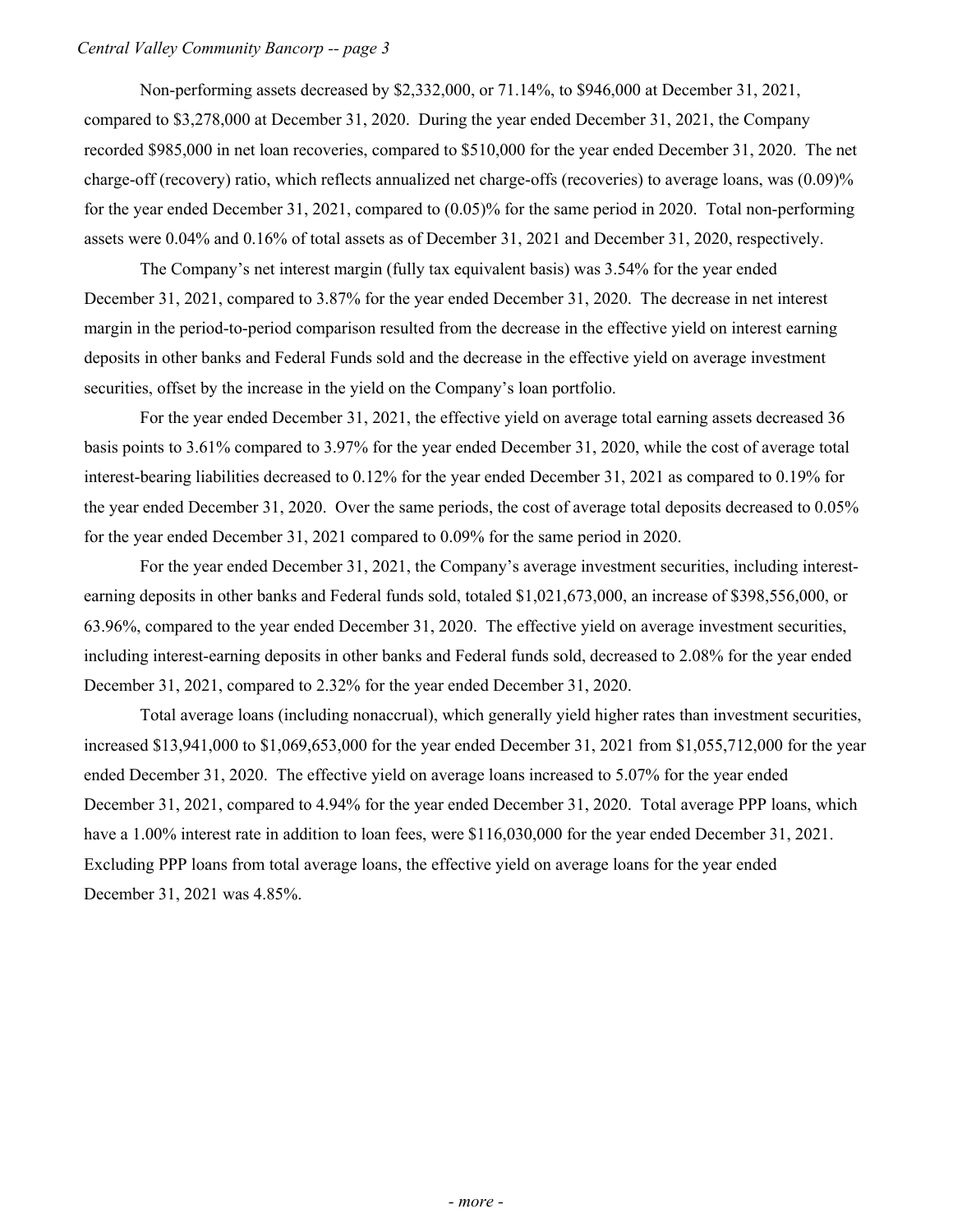Non-performing assets decreased by $2,332,000, or 71.14%, to $946,000 at December 31, 2021, compared to $3,278,000 at December 31, 2020. During the year ended December 31, 2021, the Company recorded $985,000 in net loan recoveries, compared to $510,000 for the year ended December 31, 2020. The net charge-off (recovery) ratio, which reflects annualized net charge-offs (recoveries) to average loans, was (0.09)% for the year ended December 31, 2021, compared to (0.05)% for the same period in 2020. Total non-performing assets were 0.04% and 0.16% of total assets as of December 31, 2021 and December 31, 2020, respectively.

The Company's net interest margin (fully tax equivalent basis) was 3.54% for the year ended December 31, 2021, compared to 3.87% for the year ended December 31, 2020. The decrease in net interest margin in the period-to-period comparison resulted from the decrease in the effective yield on interest earning deposits in other banks and Federal Funds sold and the decrease in the effective yield on average investment securities, offset by the increase in the yield on the Company's loan portfolio.

For the year ended December 31, 2021, the effective yield on average total earning assets decreased 36 basis points to 3.61% compared to 3.97% for the year ended December 31, 2020, while the cost of average total interest-bearing liabilities decreased to 0.12% for the year ended December 31, 2021 as compared to 0.19% for the year ended December 31, 2020. Over the same periods, the cost of average total deposits decreased to 0.05% for the year ended December 31, 2021 compared to 0.09% for the same period in 2020.

For the year ended December 31, 2021, the Company's average investment securities, including interest-earning deposits in other banks and Federal funds sold, totaled $1,021,673,000, an increase of $398,556,000, or 63.96%, compared to the year ended December 31, 2020. The effective yield on average investment securities, including interest-earning deposits in other banks and Federal funds sold, decreased to 2.08% for the year ended December 31, 2021, compared to 2.32% for the year ended December 31, 2020.

Total average loans (including nonaccrual), which generally yield higher rates than investment securities, increased $13,941,000 to $1,069,653,000 for the year ended December 31, 2021 from $1,055,712,000 for the year ended December 31, 2020. The effective yield on average loans increased to 5.07% for the year ended December 31, 2021, compared to 4.94% for the year ended December 31, 2020. Total average PPP loans, which have a 1.00% interest rate in addition to loan fees, were $116,030,000 for the year ended December 31, 2021. Excluding PPP loans from total average loans, the effective yield on average loans for the year ended December 31, 2021 was 4.85%.

*- more -*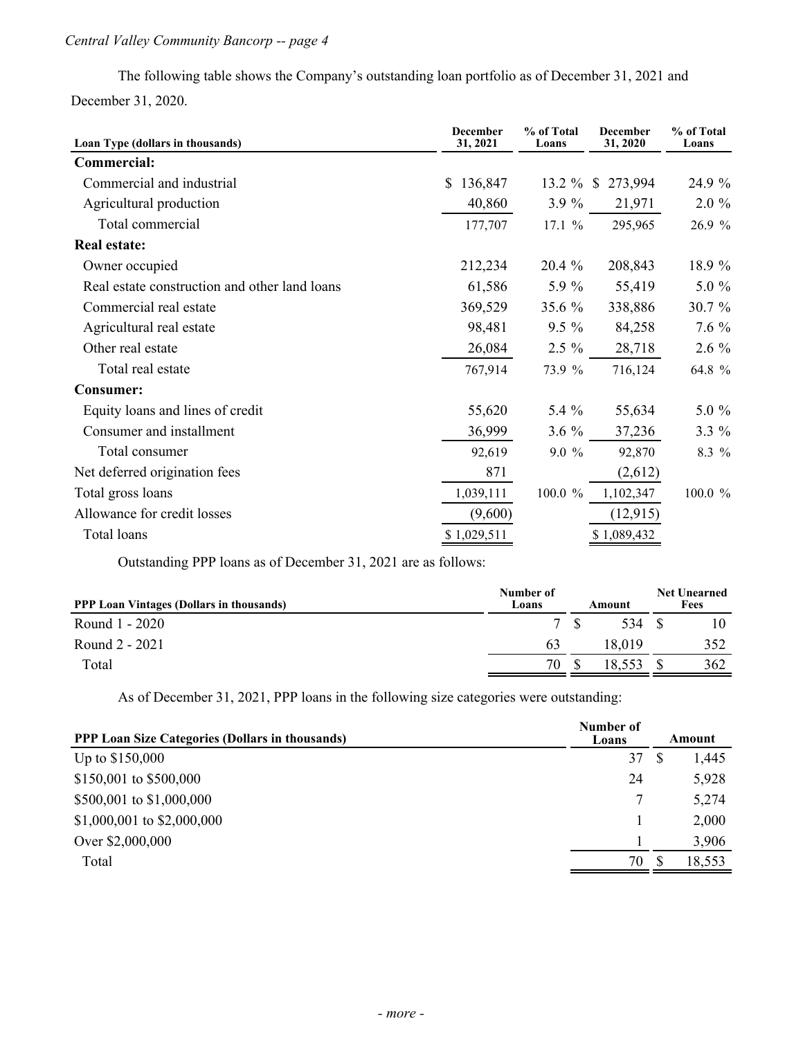The following table shows the Company's outstanding loan portfolio as of December 31, 2021 and December 31, 2020.

| Loan Type (dollars in thousands) | December 31, 2021 | % of Total Loans | December 31, 2020 | % of Total Loans |
|---|---|---|---|---|
| **Commercial:** | | | | |
| Commercial and industrial | $ 136,847 | 13.2 % | $ 273,994 | 24.9 % |
| Agricultural production | 40,860 | 3.9 % | 21,971 | 2.0 % |
| Total commercial | 177,707 | 17.1 % | 295,965 | 26.9 % |
| **Real estate:** | | | | |
| Owner occupied | 212,234 | 20.4 % | 208,843 | 18.9 % |
| Real estate construction and other land loans | 61,586 | 5.9 % | 55,419 | 5.0 % |
| Commercial real estate | 369,529 | 35.6 % | 338,886 | 30.7 % |
| Agricultural real estate | 98,481 | 9.5 % | 84,258 | 7.6 % |
| Other real estate | 26,084 | 2.5 % | 28,718 | 2.6 % |
| Total real estate | 767,914 | 73.9 % | 716,124 | 64.8 % |
| **Consumer:** | | | | |
| Equity loans and lines of credit | 55,620 | 5.4 % | 55,634 | 5.0 % |
| Consumer and installment | 36,999 | 3.6 % | 37,236 | 3.3 % |
| Total consumer | 92,619 | 9.0 % | 92,870 | 8.3 % |
| Net deferred origination fees | 871 | | (2,612) | |
| Total gross loans | 1,039,111 | 100.0 % | 1,102,347 | 100.0 % |
| Allowance for credit losses | (9,600) | | (12,915) | |
| Total loans | $ 1,029,511 | | $ 1,089,432 | |

Outstanding PPP loans as of December 31, 2021 are as follows:

| PPP Loan Vintages (Dollars in thousands) | Number of Loans | Amount | Net Unearned Fees |
|---|---|---|---|
| Round 1 - 2020 | 7 | $ 534 | $ 10 |
| Round 2 - 2021 | 63 | 18,019 | 352 |
| Total | 70 | $ 18,553 | $ 362 |

As of December 31, 2021, PPP loans in the following size categories were outstanding:

| PPP Loan Size Categories (Dollars in thousands) | Number of Loans | Amount |
|---|---|---|
| Up to $150,000 | 37 | $ 1,445 |
| $150,001 to $500,000 | 24 | 5,928 |
| $500,001 to $1,000,000 | 7 | 5,274 |
| $1,000,001 to $2,000,000 | 1 | 2,000 |
| Over $2,000,000 | 1 | 3,906 |
| Total | 70 | $ 18,553 |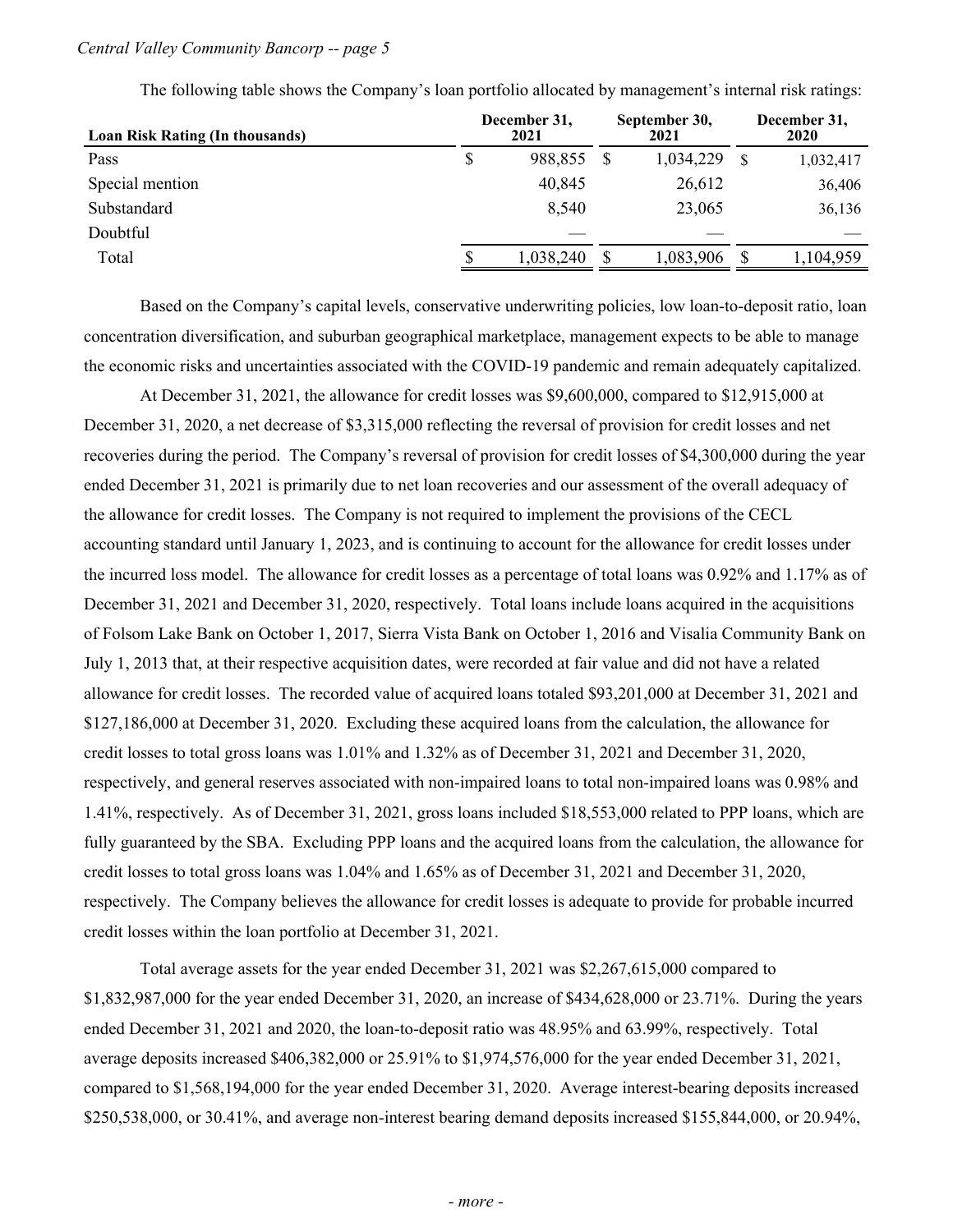The following table shows the Company's loan portfolio allocated by management's internal risk ratings:

| Loan Risk Rating (In thousands) | December 31, 2021 | September 30, 2021 | December 31, 2020 |
|---|---|---|---|
| Pass | $ 988,855 | $ 1,034,229 | $ 1,032,417 |
| Special mention | 40,845 | 26,612 | 36,406 |
| Substandard | 8,540 | 23,065 | 36,136 |
| Doubtful | — | — | — |
| Total | $ 1,038,240 | $ 1,083,906 | $ 1,104,959 |

Based on the Company's capital levels, conservative underwriting policies, low loan-to-deposit ratio, loan concentration diversification, and suburban geographical marketplace, management expects to be able to manage the economic risks and uncertainties associated with the COVID-19 pandemic and remain adequately capitalized.

At December 31, 2021, the allowance for credit losses was $9,600,000, compared to $12,915,000 at December 31, 2020, a net decrease of $3,315,000 reflecting the reversal of provision for credit losses and net recoveries during the period. The Company's reversal of provision for credit losses of $4,300,000 during the year ended December 31, 2021 is primarily due to net loan recoveries and our assessment of the overall adequacy of the allowance for credit losses. The Company is not required to implement the provisions of the CECL accounting standard until January 1, 2023, and is continuing to account for the allowance for credit losses under the incurred loss model. The allowance for credit losses as a percentage of total loans was 0.92% and 1.17% as of December 31, 2021 and December 31, 2020, respectively. Total loans include loans acquired in the acquisitions of Folsom Lake Bank on October 1, 2017, Sierra Vista Bank on October 1, 2016 and Visalia Community Bank on July 1, 2013 that, at their respective acquisition dates, were recorded at fair value and did not have a related allowance for credit losses. The recorded value of acquired loans totaled $93,201,000 at December 31, 2021 and $127,186,000 at December 31, 2020. Excluding these acquired loans from the calculation, the allowance for credit losses to total gross loans was 1.01% and 1.32% as of December 31, 2021 and December 31, 2020, respectively, and general reserves associated with non-impaired loans to total non-impaired loans was 0.98% and 1.41%, respectively. As of December 31, 2021, gross loans included $18,553,000 related to PPP loans, which are fully guaranteed by the SBA. Excluding PPP loans and the acquired loans from the calculation, the allowance for credit losses to total gross loans was 1.04% and 1.65% as of December 31, 2021 and December 31, 2020, respectively. The Company believes the allowance for credit losses is adequate to provide for probable incurred credit losses within the loan portfolio at December 31, 2021.

Total average assets for the year ended December 31, 2021 was $2,267,615,000 compared to $1,832,987,000 for the year ended December 31, 2020, an increase of $434,628,000 or 23.71%. During the years ended December 31, 2021 and 2020, the loan-to-deposit ratio was 48.95% and 63.99%, respectively. Total average deposits increased $406,382,000 or 25.91% to $1,974,576,000 for the year ended December 31, 2021, compared to $1,568,194,000 for the year ended December 31, 2020. Average interest-bearing deposits increased $250,538,000, or 30.41%, and average non-interest bearing demand deposits increased $155,844,000, or 20.94%,

*- more -*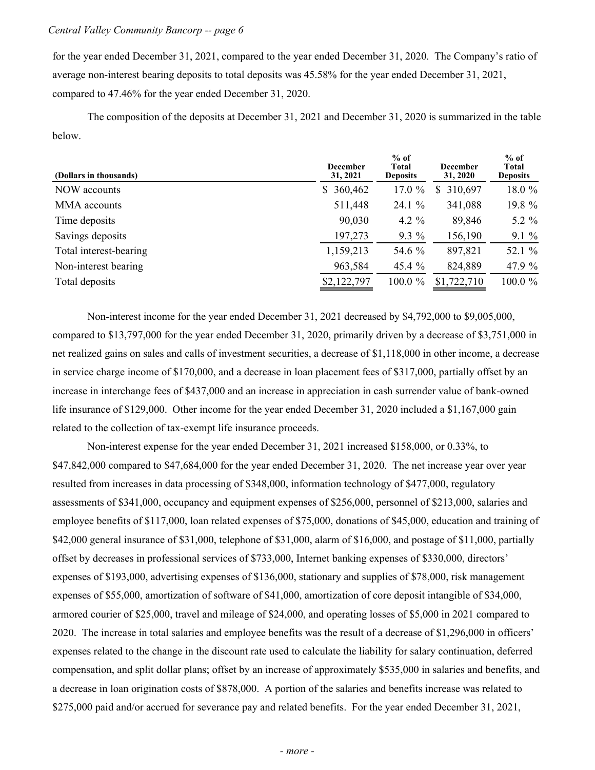for the year ended December 31, 2021, compared to the year ended December 31, 2020. The Company's ratio of average non-interest bearing deposits to total deposits was 45.58% for the year ended December 31, 2021, compared to 47.46% for the year ended December 31, 2020.

The composition of the deposits at December 31, 2021 and December 31, 2020 is summarized in the table below.

| (Dollars in thousands) | December 31, 2021 | % of Total Deposits | December 31, 2020 | % of Total Deposits |
|---|---|---|---|---|
| NOW accounts | $ 360,462 | 17.0 % | $ 310,697 | 18.0 % |
| MMA accounts | 511,448 | 24.1 % | 341,088 | 19.8 % |
| Time deposits | 90,030 | 4.2 % | 89,846 | 5.2 % |
| Savings deposits | 197,273 | 9.3 % | 156,190 | 9.1 % |
| Total interest-bearing | 1,159,213 | 54.6 % | 897,821 | 52.1 % |
| Non-interest bearing | 963,584 | 45.4 % | 824,889 | 47.9 % |
| Total deposits | $2,122,797 | 100.0 % | $1,722,710 | 100.0 % |

Non-interest income for the year ended December 31, 2021 decreased by $4,792,000 to $9,005,000, compared to $13,797,000 for the year ended December 31, 2020, primarily driven by a decrease of $3,751,000 in net realized gains on sales and calls of investment securities, a decrease of $1,118,000 in other income, a decrease in service charge income of $170,000, and a decrease in loan placement fees of $317,000, partially offset by an increase in interchange fees of $437,000 and an increase in appreciation in cash surrender value of bank-owned life insurance of $129,000. Other income for the year ended December 31, 2020 included a $1,167,000 gain related to the collection of tax-exempt life insurance proceeds.

Non-interest expense for the year ended December 31, 2021 increased $158,000, or 0.33%, to $47,842,000 compared to $47,684,000 for the year ended December 31, 2020. The net increase year over year resulted from increases in data processing of $348,000, information technology of $477,000, regulatory assessments of $341,000, occupancy and equipment expenses of $256,000, personnel of $213,000, salaries and employee benefits of $117,000, loan related expenses of $75,000, donations of $45,000, education and training of $42,000 general insurance of $31,000, telephone of $31,000, alarm of $16,000, and postage of $11,000, partially offset by decreases in professional services of $733,000, Internet banking expenses of $330,000, directors' expenses of $193,000, advertising expenses of $136,000, stationary and supplies of $78,000, risk management expenses of $55,000, amortization of software of $41,000, amortization of core deposit intangible of $34,000, armored courier of $25,000, travel and mileage of $24,000, and operating losses of $5,000 in 2021 compared to 2020. The increase in total salaries and employee benefits was the result of a decrease of $1,296,000 in officers' expenses related to the change in the discount rate used to calculate the liability for salary continuation, deferred compensation, and split dollar plans; offset by an increase of approximately $535,000 in salaries and benefits, and a decrease in loan origination costs of $878,000. A portion of the salaries and benefits increase was related to $275,000 paid and/or accrued for severance pay and related benefits. For the year ended December 31, 2021,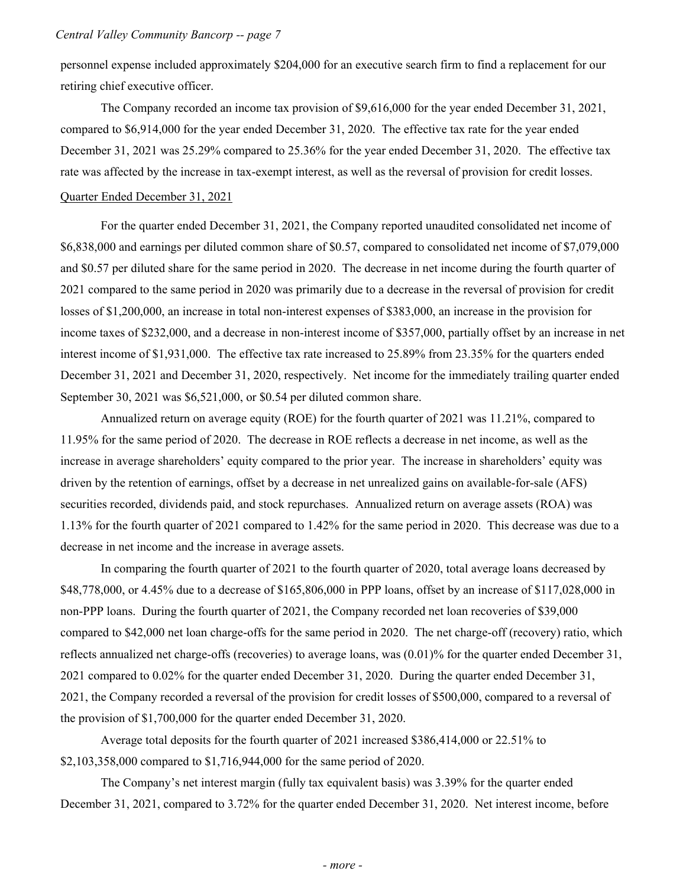personnel expense included approximately $204,000 for an executive search firm to find a replacement for our retiring chief executive officer.

The Company recorded an income tax provision of $9,616,000 for the year ended December 31, 2021, compared to $6,914,000 for the year ended December 31, 2020. The effective tax rate for the year ended December 31, 2021 was 25.29% compared to 25.36% for the year ended December 31, 2020. The effective tax rate was affected by the increase in tax-exempt interest, as well as the reversal of provision for credit losses.

Quarter Ended December 31, 2021

For the quarter ended December 31, 2021, the Company reported unaudited consolidated net income of $6,838,000 and earnings per diluted common share of $0.57, compared to consolidated net income of $7,079,000 and $0.57 per diluted share for the same period in 2020. The decrease in net income during the fourth quarter of 2021 compared to the same period in 2020 was primarily due to a decrease in the reversal of provision for credit losses of $1,200,000, an increase in total non-interest expenses of $383,000, an increase in the provision for income taxes of $232,000, and a decrease in non-interest income of $357,000, partially offset by an increase in net interest income of $1,931,000. The effective tax rate increased to 25.89% from 23.35% for the quarters ended December 31, 2021 and December 31, 2020, respectively. Net income for the immediately trailing quarter ended September 30, 2021 was $6,521,000, or $0.54 per diluted common share.

Annualized return on average equity (ROE) for the fourth quarter of 2021 was 11.21%, compared to 11.95% for the same period of 2020. The decrease in ROE reflects a decrease in net income, as well as the increase in average shareholders' equity compared to the prior year. The increase in shareholders' equity was driven by the retention of earnings, offset by a decrease in net unrealized gains on available-for-sale (AFS) securities recorded, dividends paid, and stock repurchases. Annualized return on average assets (ROA) was 1.13% for the fourth quarter of 2021 compared to 1.42% for the same period in 2020. This decrease was due to a decrease in net income and the increase in average assets.

In comparing the fourth quarter of 2021 to the fourth quarter of 2020, total average loans decreased by $48,778,000, or 4.45% due to a decrease of $165,806,000 in PPP loans, offset by an increase of $117,028,000 in non-PPP loans. During the fourth quarter of 2021, the Company recorded net loan recoveries of $39,000 compared to $42,000 net loan charge-offs for the same period in 2020. The net charge-off (recovery) ratio, which reflects annualized net charge-offs (recoveries) to average loans, was (0.01)% for the quarter ended December 31, 2021 compared to 0.02% for the quarter ended December 31, 2020. During the quarter ended December 31, 2021, the Company recorded a reversal of the provision for credit losses of $500,000, compared to a reversal of the provision of $1,700,000 for the quarter ended December 31, 2020.

Average total deposits for the fourth quarter of 2021 increased $386,414,000 or 22.51% to $2,103,358,000 compared to $1,716,944,000 for the same period of 2020.

The Company's net interest margin (fully tax equivalent basis) was 3.39% for the quarter ended December 31, 2021, compared to 3.72% for the quarter ended December 31, 2020. Net interest income, before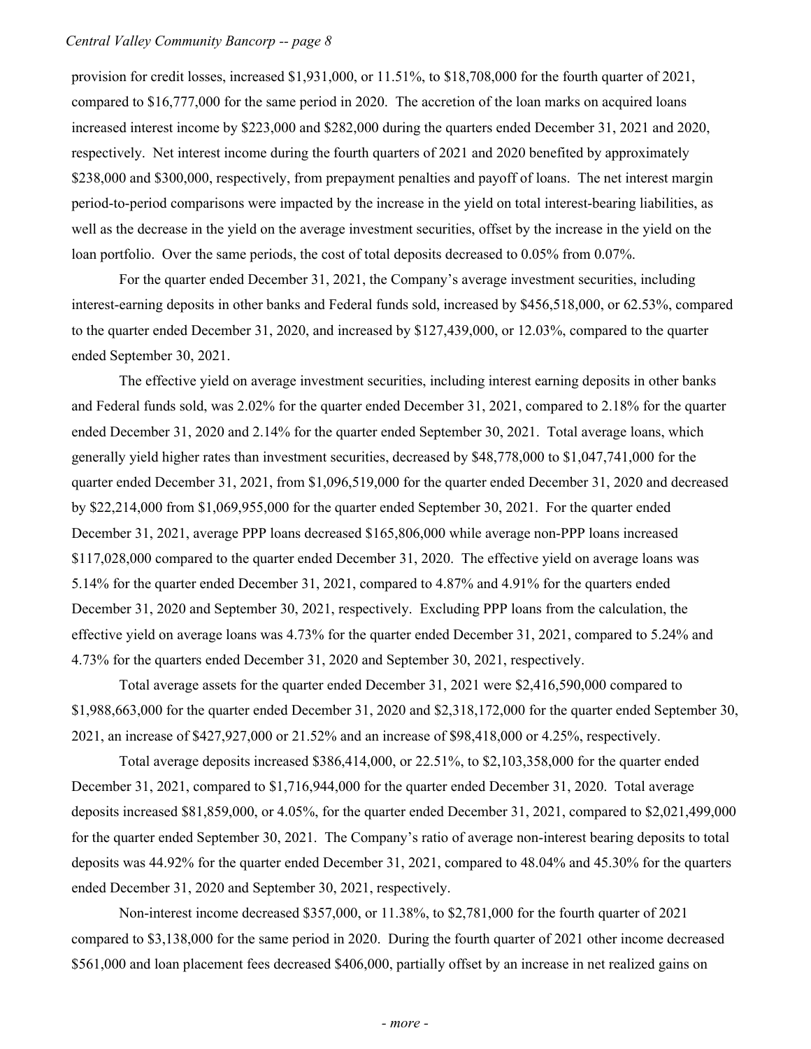provision for credit losses, increased $1,931,000, or 11.51%, to $18,708,000 for the fourth quarter of 2021, compared to $16,777,000 for the same period in 2020. The accretion of the loan marks on acquired loans increased interest income by $223,000 and $282,000 during the quarters ended December 31, 2021 and 2020, respectively. Net interest income during the fourth quarters of 2021 and 2020 benefited by approximately $238,000 and $300,000, respectively, from prepayment penalties and payoff of loans. The net interest margin period-to-period comparisons were impacted by the increase in the yield on total interest-bearing liabilities, as well as the decrease in the yield on the average investment securities, offset by the increase in the yield on the loan portfolio. Over the same periods, the cost of total deposits decreased to 0.05% from 0.07%.

For the quarter ended December 31, 2021, the Company's average investment securities, including interest-earning deposits in other banks and Federal funds sold, increased by $456,518,000, or 62.53%, compared to the quarter ended December 31, 2020, and increased by $127,439,000, or 12.03%, compared to the quarter ended September 30, 2021.

The effective yield on average investment securities, including interest earning deposits in other banks and Federal funds sold, was 2.02% for the quarter ended December 31, 2021, compared to 2.18% for the quarter ended December 31, 2020 and 2.14% for the quarter ended September 30, 2021. Total average loans, which generally yield higher rates than investment securities, decreased by $48,778,000 to $1,047,741,000 for the quarter ended December 31, 2021, from $1,096,519,000 for the quarter ended December 31, 2020 and decreased by $22,214,000 from $1,069,955,000 for the quarter ended September 30, 2021. For the quarter ended December 31, 2021, average PPP loans decreased $165,806,000 while average non-PPP loans increased $117,028,000 compared to the quarter ended December 31, 2020. The effective yield on average loans was 5.14% for the quarter ended December 31, 2021, compared to 4.87% and 4.91% for the quarters ended December 31, 2020 and September 30, 2021, respectively. Excluding PPP loans from the calculation, the effective yield on average loans was 4.73% for the quarter ended December 31, 2021, compared to 5.24% and 4.73% for the quarters ended December 31, 2020 and September 30, 2021, respectively.

Total average assets for the quarter ended December 31, 2021 were $2,416,590,000 compared to $1,988,663,000 for the quarter ended December 31, 2020 and $2,318,172,000 for the quarter ended September 30, 2021, an increase of $427,927,000 or 21.52% and an increase of $98,418,000 or 4.25%, respectively.

Total average deposits increased $386,414,000, or 22.51%, to $2,103,358,000 for the quarter ended December 31, 2021, compared to $1,716,944,000 for the quarter ended December 31, 2020. Total average deposits increased $81,859,000, or 4.05%, for the quarter ended December 31, 2021, compared to $2,021,499,000 for the quarter ended September 30, 2021. The Company's ratio of average non-interest bearing deposits to total deposits was 44.92% for the quarter ended December 31, 2021, compared to 48.04% and 45.30% for the quarters ended December 31, 2020 and September 30, 2021, respectively.

Non-interest income decreased $357,000, or 11.38%, to $2,781,000 for the fourth quarter of 2021 compared to $3,138,000 for the same period in 2020. During the fourth quarter of 2021 other income decreased $561,000 and loan placement fees decreased $406,000, partially offset by an increase in net realized gains on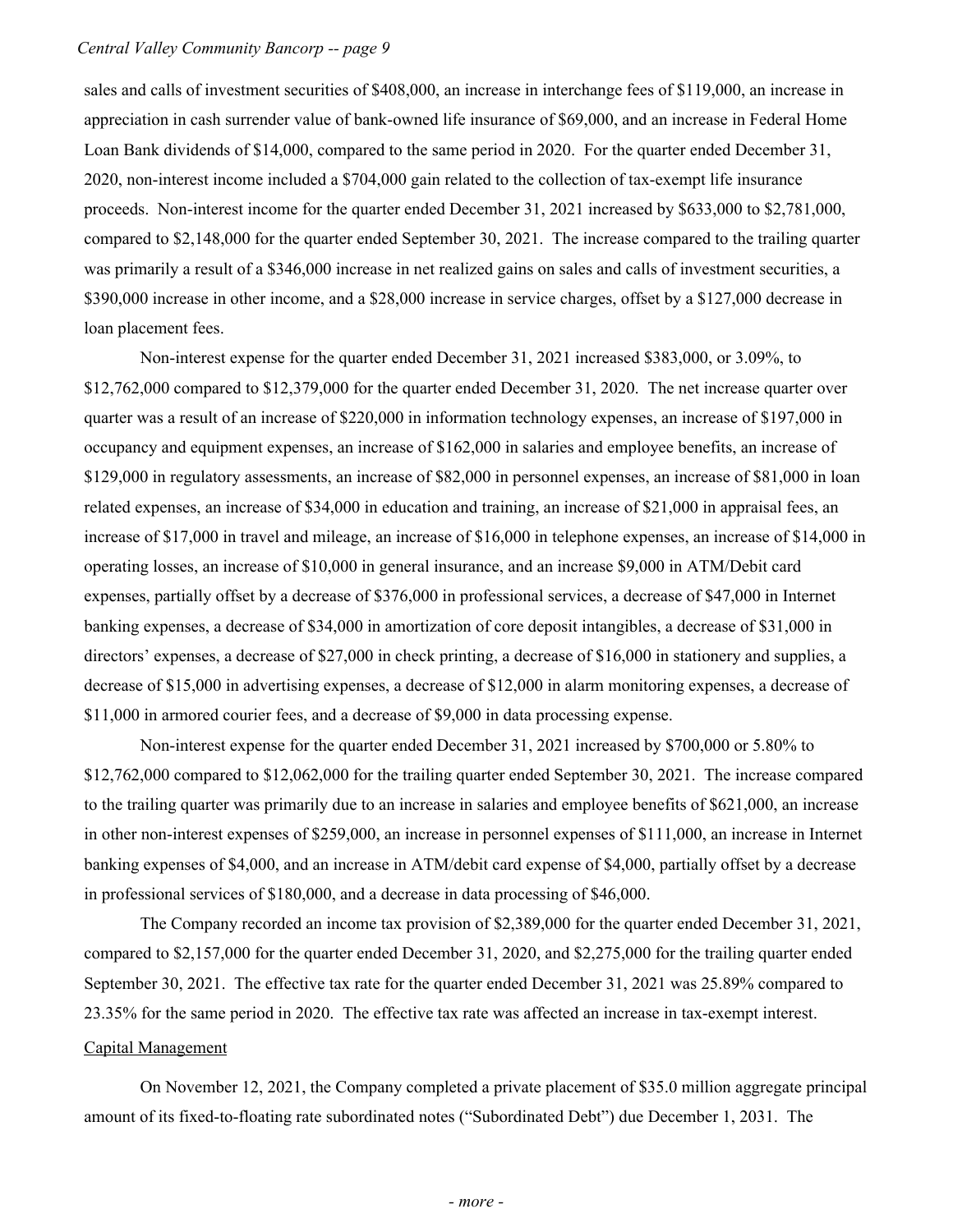sales and calls of investment securities of $408,000, an increase in interchange fees of $119,000, an increase in appreciation in cash surrender value of bank-owned life insurance of $69,000, and an increase in Federal Home Loan Bank dividends of $14,000, compared to the same period in 2020. For the quarter ended December 31, 2020, non-interest income included a $704,000 gain related to the collection of tax-exempt life insurance proceeds. Non-interest income for the quarter ended December 31, 2021 increased by $633,000 to $2,781,000, compared to $2,148,000 for the quarter ended September 30, 2021. The increase compared to the trailing quarter was primarily a result of a $346,000 increase in net realized gains on sales and calls of investment securities, a $390,000 increase in other income, and a $28,000 increase in service charges, offset by a $127,000 decrease in loan placement fees.

Non-interest expense for the quarter ended December 31, 2021 increased $383,000, or 3.09%, to $12,762,000 compared to $12,379,000 for the quarter ended December 31, 2020. The net increase quarter over quarter was a result of an increase of $220,000 in information technology expenses, an increase of $197,000 in occupancy and equipment expenses, an increase of $162,000 in salaries and employee benefits, an increase of $129,000 in regulatory assessments, an increase of $82,000 in personnel expenses, an increase of $81,000 in loan related expenses, an increase of $34,000 in education and training, an increase of $21,000 in appraisal fees, an increase of $17,000 in travel and mileage, an increase of $16,000 in telephone expenses, an increase of $14,000 in operating losses, an increase of $10,000 in general insurance, and an increase $9,000 in ATM/Debit card expenses, partially offset by a decrease of $376,000 in professional services, a decrease of $47,000 in Internet banking expenses, a decrease of $34,000 in amortization of core deposit intangibles, a decrease of $31,000 in directors' expenses, a decrease of $27,000 in check printing, a decrease of $16,000 in stationery and supplies, a decrease of $15,000 in advertising expenses, a decrease of $12,000 in alarm monitoring expenses, a decrease of $11,000 in armored courier fees, and a decrease of $9,000 in data processing expense.

Non-interest expense for the quarter ended December 31, 2021 increased by $700,000 or 5.80% to $12,762,000 compared to $12,062,000 for the trailing quarter ended September 30, 2021. The increase compared to the trailing quarter was primarily due to an increase in salaries and employee benefits of $621,000, an increase in other non-interest expenses of $259,000, an increase in personnel expenses of $111,000, an increase in Internet banking expenses of $4,000, and an increase in ATM/debit card expense of $4,000, partially offset by a decrease in professional services of $180,000, and a decrease in data processing of $46,000.

The Company recorded an income tax provision of $2,389,000 for the quarter ended December 31, 2021, compared to $2,157,000 for the quarter ended December 31, 2020, and $2,275,000 for the trailing quarter ended September 30, 2021. The effective tax rate for the quarter ended December 31, 2021 was 25.89% compared to 23.35% for the same period in 2020. The effective tax rate was affected an increase in tax-exempt interest.

Capital Management

On November 12, 2021, the Company completed a private placement of $35.0 million aggregate principal amount of its fixed-to-floating rate subordinated notes ("Subordinated Debt") due December 1, 2031. The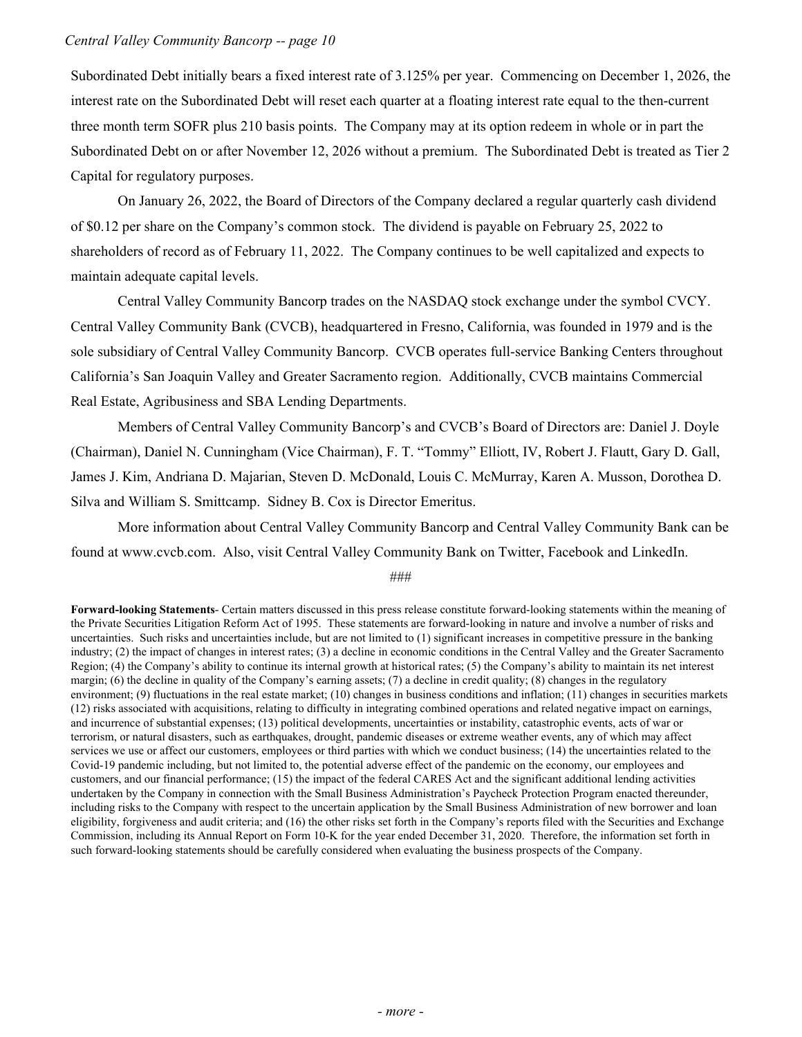Subordinated Debt initially bears a fixed interest rate of 3.125% per year. Commencing on December 1, 2026, the interest rate on the Subordinated Debt will reset each quarter at a floating interest rate equal to the then-current three month term SOFR plus 210 basis points. The Company may at its option redeem in whole or in part the Subordinated Debt on or after November 12, 2026 without a premium. The Subordinated Debt is treated as Tier 2 Capital for regulatory purposes.

On January 26, 2022, the Board of Directors of the Company declared a regular quarterly cash dividend of $0.12 per share on the Company's common stock. The dividend is payable on February 25, 2022 to shareholders of record as of February 11, 2022. The Company continues to be well capitalized and expects to maintain adequate capital levels.

Central Valley Community Bancorp trades on the NASDAQ stock exchange under the symbol CVCY. Central Valley Community Bank (CVCB), headquartered in Fresno, California, was founded in 1979 and is the sole subsidiary of Central Valley Community Bancorp. CVCB operates full-service Banking Centers throughout California's San Joaquin Valley and Greater Sacramento region. Additionally, CVCB maintains Commercial Real Estate, Agribusiness and SBA Lending Departments.

Members of Central Valley Community Bancorp's and CVCB's Board of Directors are: Daniel J. Doyle (Chairman), Daniel N. Cunningham (Vice Chairman), F. T. "Tommy" Elliott, IV, Robert J. Flautt, Gary D. Gall, James J. Kim, Andriana D. Majarian, Steven D. McDonald, Louis C. McMurray, Karen A. Musson, Dorothea D. Silva and William S. Smittcamp. Sidney B. Cox is Director Emeritus.

More information about Central Valley Community Bancorp and Central Valley Community Bank can be found at www.cvcb.com. Also, visit Central Valley Community Bank on Twitter, Facebook and LinkedIn.

###

**Forward-looking Statements**- Certain matters discussed in this press release constitute forward-looking statements within the meaning of the Private Securities Litigation Reform Act of 1995. These statements are forward-looking in nature and involve a number of risks and uncertainties. Such risks and uncertainties include, but are not limited to (1) significant increases in competitive pressure in the banking industry; (2) the impact of changes in interest rates; (3) a decline in economic conditions in the Central Valley and the Greater Sacramento Region; (4) the Company's ability to continue its internal growth at historical rates; (5) the Company's ability to maintain its net interest margin; (6) the decline in quality of the Company's earning assets; (7) a decline in credit quality; (8) changes in the regulatory environment; (9) fluctuations in the real estate market; (10) changes in business conditions and inflation; (11) changes in securities markets (12) risks associated with acquisitions, relating to difficulty in integrating combined operations and related negative impact on earnings, and incurrence of substantial expenses; (13) political developments, uncertainties or instability, catastrophic events, acts of war or terrorism, or natural disasters, such as earthquakes, drought, pandemic diseases or extreme weather events, any of which may affect services we use or affect our customers, employees or third parties with which we conduct business; (14) the uncertainties related to the Covid-19 pandemic including, but not limited to, the potential adverse effect of the pandemic on the economy, our employees and customers, and our financial performance; (15) the impact of the federal CARES Act and the significant additional lending activities undertaken by the Company in connection with the Small Business Administration's Paycheck Protection Program enacted thereunder, including risks to the Company with respect to the uncertain application by the Small Business Administration of new borrower and loan eligibility, forgiveness and audit criteria; and (16) the other risks set forth in the Company's reports filed with the Securities and Exchange Commission, including its Annual Report on Form 10-K for the year ended December 31, 2020. Therefore, the information set forth in such forward-looking statements should be carefully considered when evaluating the business prospects of the Company.

*- more -*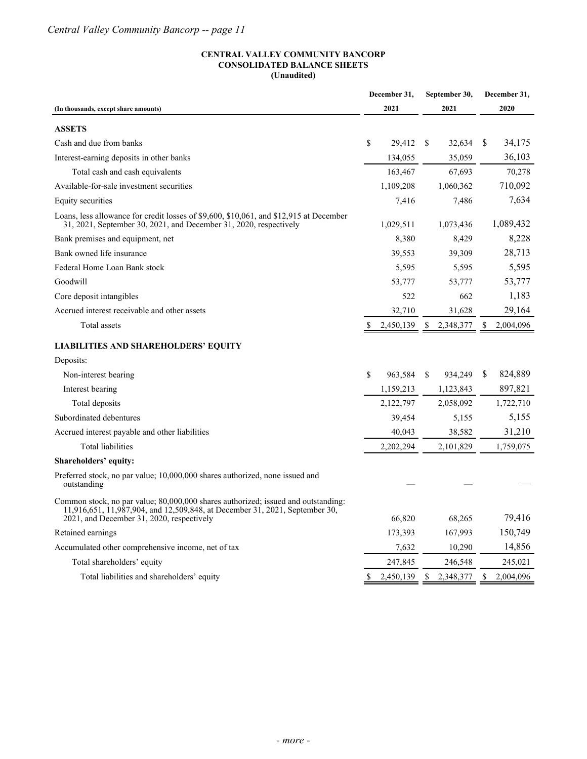**CENTRAL VALLEY COMMUNITY BANCORP**
**CONSOLIDATED BALANCE SHEETS**
**(Unaudited)**

| (In thousands, except share amounts) | December 31, 2021 | September 30, 2021 | December 31, 2020 |
|---|---|---|---|
| **ASSETS** | | | |
| Cash and due from banks | $ 29,412 | $ 32,634 | $ 34,175 |
| Interest-earning deposits in other banks | 134,055 | 35,059 | 36,103 |
| Total cash and cash equivalents | 163,467 | 67,693 | 70,278 |
| Available-for-sale investment securities | 1,109,208 | 1,060,362 | 710,092 |
| Equity securities | 7,416 | 7,486 | 7,634 |
| Loans, less allowance for credit losses of $9,600, $10,061, and $12,915 at December 31, 2021, September 30, 2021, and December 31, 2020, respectively | 1,029,511 | 1,073,436 | 1,089,432 |
| Bank premises and equipment, net | 8,380 | 8,429 | 8,228 |
| Bank owned life insurance | 39,553 | 39,309 | 28,713 |
| Federal Home Loan Bank stock | 5,595 | 5,595 | 5,595 |
| Goodwill | 53,777 | 53,777 | 53,777 |
| Core deposit intangibles | 522 | 662 | 1,183 |
| Accrued interest receivable and other assets | 32,710 | 31,628 | 29,164 |
| Total assets | $ 2,450,139 | $ 2,348,377 | $ 2,004,096 |
| **LIABILITIES AND SHAREHOLDERS' EQUITY** | | | |
| Deposits: | | | |
| Non-interest bearing | $ 963,584 | $ 934,249 | $ 824,889 |
| Interest bearing | 1,159,213 | 1,123,843 | 897,821 |
| Total deposits | 2,122,797 | 2,058,092 | 1,722,710 |
| Subordinated debentures | 39,454 | 5,155 | 5,155 |
| Accrued interest payable and other liabilities | 40,043 | 38,582 | 31,210 |
| Total liabilities | 2,202,294 | 2,101,829 | 1,759,075 |
| **Shareholders' equity:** | | | |
| Preferred stock, no par value; 10,000,000 shares authorized, none issued and outstanding | — | — | — |
| Common stock, no par value; 80,000,000 shares authorized; issued and outstanding: 11,916,651, 11,987,904, and 12,509,848, at December 31, 2021, September 30, 2021, and December 31, 2020, respectively | 66,820 | 68,265 | 79,416 |
| Retained earnings | 173,393 | 167,993 | 150,749 |
| Accumulated other comprehensive income, net of tax | 7,632 | 10,290 | 14,856 |
| Total shareholders' equity | 247,845 | 246,548 | 245,021 |
| Total liabilities and shareholders' equity | $ 2,450,139 | $ 2,348,377 | $ 2,004,096 |

*- more -*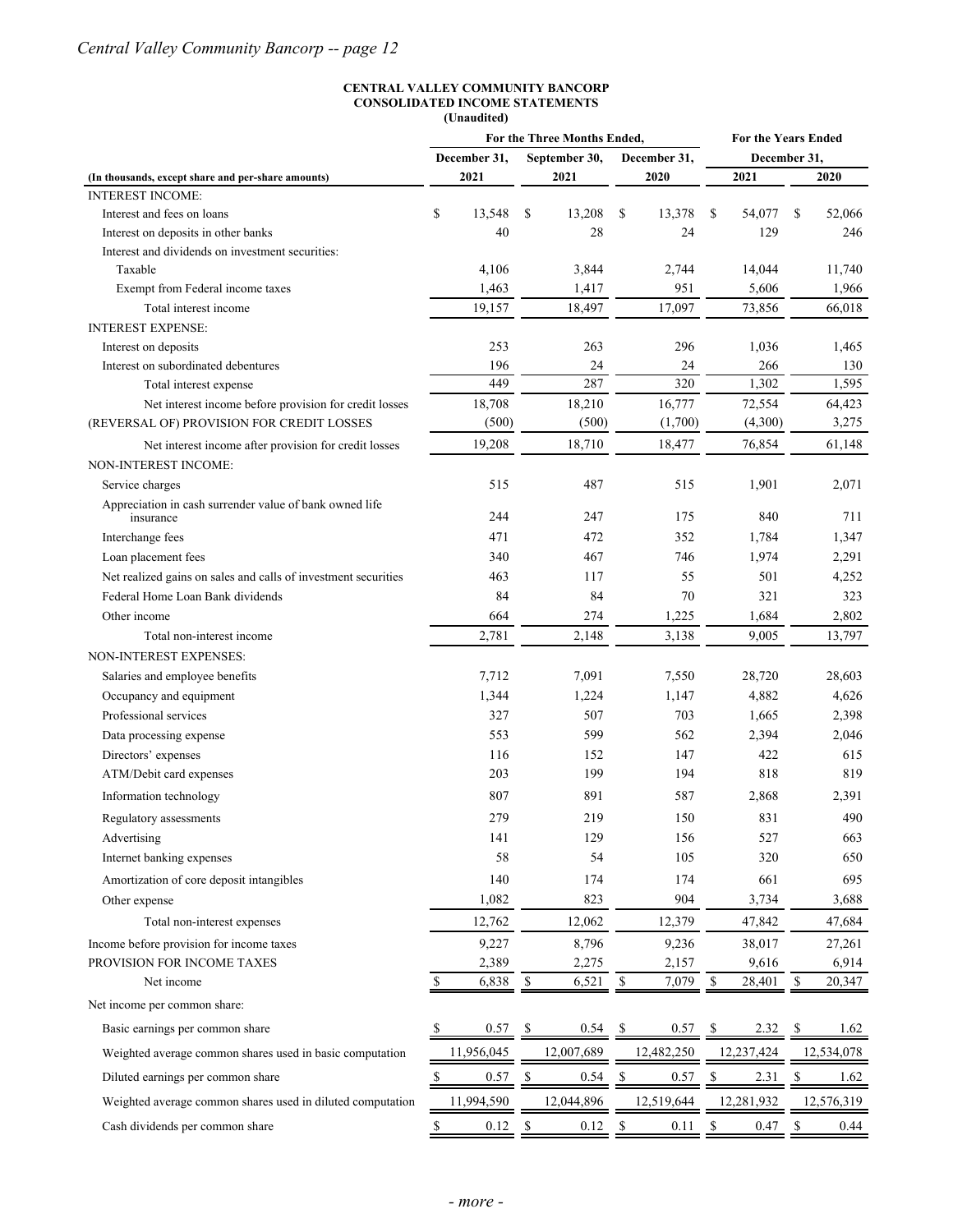**CENTRAL VALLEY COMMUNITY BANCORP**
**CONSOLIDATED INCOME STATEMENTS**
**(Unaudited)**

| (In thousands, except share and per-share amounts) | For the Three Months Ended, | | | For the Years Ended December 31, | |
|---|---|---|---|---|---|
| | December 31, 2021 | September 30, 2021 | December 31, 2020 | 2021 | 2020 |
| INTEREST INCOME: | | | | | |
| Interest and fees on loans | $ 13,548 | $ 13,208 | $ 13,378 | $ 54,077 | $ 52,066 |
| Interest on deposits in other banks | 40 | 28 | 24 | 129 | 246 |
| Interest and dividends on investment securities: | | | | | |
| Taxable | 4,106 | 3,844 | 2,744 | 14,044 | 11,740 |
| Exempt from Federal income taxes | 1,463 | 1,417 | 951 | 5,606 | 1,966 |
| Total interest income | 19,157 | 18,497 | 17,097 | 73,856 | 66,018 |
| INTEREST EXPENSE: | | | | | |
| Interest on deposits | 253 | 263 | 296 | 1,036 | 1,465 |
| Interest on subordinated debentures | 196 | 24 | 24 | 266 | 130 |
| Total interest expense | 449 | 287 | 320 | 1,302 | 1,595 |
| Net interest income before provision for credit losses | 18,708 | 18,210 | 16,777 | 72,554 | 64,423 |
| (REVERSAL OF) PROVISION FOR CREDIT LOSSES | (500) | (500) | (1,700) | (4,300) | 3,275 |
| Net interest income after provision for credit losses | 19,208 | 18,710 | 18,477 | 76,854 | 61,148 |
| NON-INTEREST INCOME: | | | | | |
| Service charges | 515 | 487 | 515 | 1,901 | 2,071 |
| Appreciation in cash surrender value of bank owned life insurance | 244 | 247 | 175 | 840 | 711 |
| Interchange fees | 471 | 472 | 352 | 1,784 | 1,347 |
| Loan placement fees | 340 | 467 | 746 | 1,974 | 2,291 |
| Net realized gains on sales and calls of investment securities | 463 | 117 | 55 | 501 | 4,252 |
| Federal Home Loan Bank dividends | 84 | 84 | 70 | 321 | 323 |
| Other income | 664 | 274 | 1,225 | 1,684 | 2,802 |
| Total non-interest income | 2,781 | 2,148 | 3,138 | 9,005 | 13,797 |
| NON-INTEREST EXPENSES: | | | | | |
| Salaries and employee benefits | 7,712 | 7,091 | 7,550 | 28,720 | 28,603 |
| Occupancy and equipment | 1,344 | 1,224 | 1,147 | 4,882 | 4,626 |
| Professional services | 327 | 507 | 703 | 1,665 | 2,398 |
| Data processing expense | 553 | 599 | 562 | 2,394 | 2,046 |
| Directors' expenses | 116 | 152 | 147 | 422 | 615 |
| ATM/Debit card expenses | 203 | 199 | 194 | 818 | 819 |
| Information technology | 807 | 891 | 587 | 2,868 | 2,391 |
| Regulatory assessments | 279 | 219 | 150 | 831 | 490 |
| Advertising | 141 | 129 | 156 | 527 | 663 |
| Internet banking expenses | 58 | 54 | 105 | 320 | 650 |
| Amortization of core deposit intangibles | 140 | 174 | 174 | 661 | 695 |
| Other expense | 1,082 | 823 | 904 | 3,734 | 3,688 |
| Total non-interest expenses | 12,762 | 12,062 | 12,379 | 47,842 | 47,684 |
| Income before provision for income taxes | 9,227 | 8,796 | 9,236 | 38,017 | 27,261 |
| PROVISION FOR INCOME TAXES | 2,389 | 2,275 | 2,157 | 9,616 | 6,914 |
| Net income | $ 6,838 | $ 6,521 | $ 7,079 | $ 28,401 | $ 20,347 |
| Net income per common share: | | | | | |
| Basic earnings per common share | $ 0.57 | $ 0.54 | $ 0.57 | $ 2.32 | $ 1.62 |
| Weighted average common shares used in basic computation | 11,956,045 | 12,007,689 | 12,482,250 | 12,237,424 | 12,534,078 |
| Diluted earnings per common share | $ 0.57 | $ 0.54 | $ 0.57 | $ 2.31 | $ 1.62 |
| Weighted average common shares used in diluted computation | 11,994,590 | 12,044,896 | 12,519,644 | 12,281,932 | 12,576,319 |
| Cash dividends per common share | $ 0.12 | $ 0.12 | $ 0.11 | $ 0.47 | $ 0.44 |

*- more -*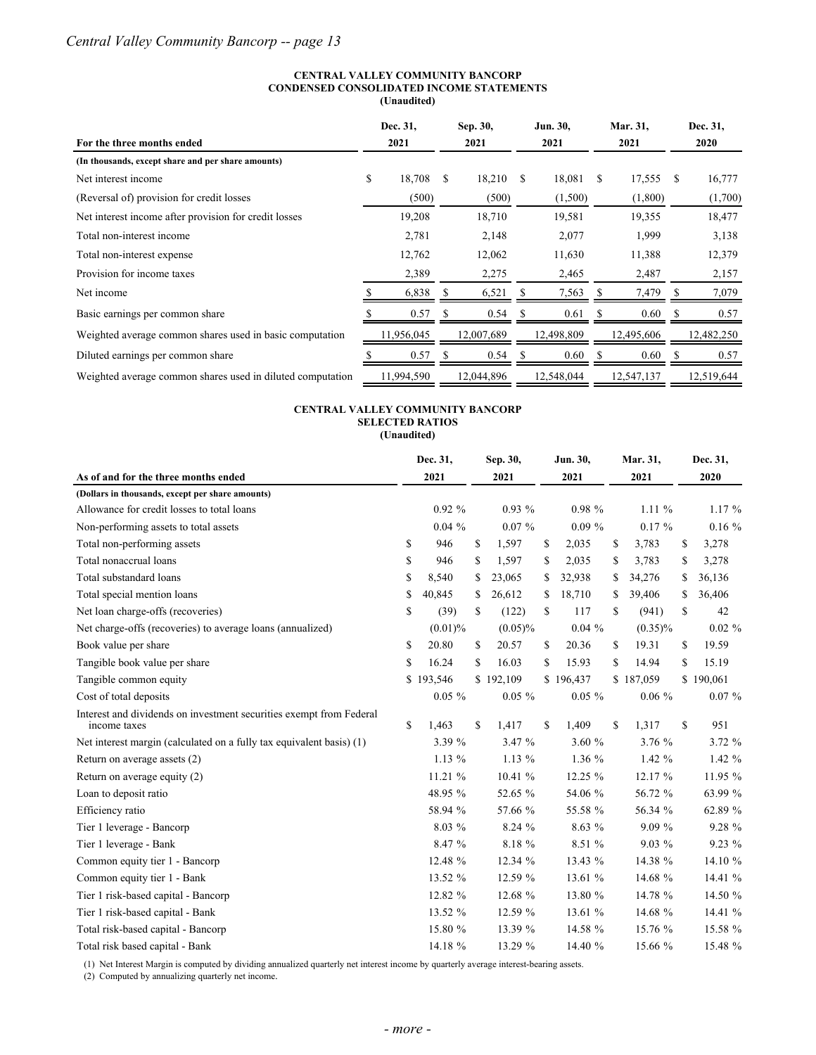**CENTRAL VALLEY COMMUNITY BANCORP**
**CONDENSED CONSOLIDATED INCOME STATEMENTS**
**(Unaudited)**

| For the three months ended | Dec. 31, 2021 | Sep. 30, 2021 | Jun. 30, 2021 | Mar. 31, 2021 | Dec. 31, 2020 |
|---|---|---|---|---|---|
| **(In thousands, except share and per share amounts)** | | | | | |
| Net interest income | $ 18,708 | $ 18,210 | $ 18,081 | $ 17,555 | $ 16,777 |
| (Reversal of) provision for credit losses | (500) | (500) | (1,500) | (1,800) | (1,700) |
| Net interest income after provision for credit losses | 19,208 | 18,710 | 19,581 | 19,355 | 18,477 |
| Total non-interest income | 2,781 | 2,148 | 2,077 | 1,999 | 3,138 |
| Total non-interest expense | 12,762 | 12,062 | 11,630 | 11,388 | 12,379 |
| Provision for income taxes | 2,389 | 2,275 | 2,465 | 2,487 | 2,157 |
| Net income | $ 6,838 | $ 6,521 | $ 7,563 | $ 7,479 | $ 7,079 |
| Basic earnings per common share | $ 0.57 | $ 0.54 | $ 0.61 | $ 0.60 | $ 0.57 |
| Weighted average common shares used in basic computation | 11,956,045 | 12,007,689 | 12,498,809 | 12,495,606 | 12,482,250 |
| Diluted earnings per common share | $ 0.57 | $ 0.54 | $ 0.60 | $ 0.60 | $ 0.57 |
| Weighted average common shares used in diluted computation | 11,994,590 | 12,044,896 | 12,548,044 | 12,547,137 | 12,519,644 |

**CENTRAL VALLEY COMMUNITY BANCORP**
**SELECTED RATIOS**
**(Unaudited)**

| As of and for the three months ended | Dec. 31, 2021 | Sep. 30, 2021 | Jun. 30, 2021 | Mar. 31, 2021 | Dec. 31, 2020 |
|---|---|---|---|---|---|
| **(Dollars in thousands, except per share amounts)** | | | | | |
| Allowance for credit losses to total loans | 0.92 % | 0.93 % | 0.98 % | 1.11 % | 1.17 % |
| Non-performing assets to total assets | 0.04 % | 0.07 % | 0.09 % | 0.17 % | 0.16 % |
| Total non-performing assets | $ 946 | $ 1,597 | $ 2,035 | $ 3,783 | $ 3,278 |
| Total nonaccrual loans | $ 946 | $ 1,597 | $ 2,035 | $ 3,783 | $ 3,278 |
| Total substandard loans | $ 8,540 | $ 23,065 | $ 32,938 | $ 34,276 | $ 36,136 |
| Total special mention loans | $ 40,845 | $ 26,612 | $ 18,710 | $ 39,406 | $ 36,406 |
| Net loan charge-offs (recoveries) | $ (39) | $ (122) | $ 117 | $ (941) | $ 42 |
| Net charge-offs (recoveries) to average loans (annualized) | (0.01)% | (0.05)% | 0.04 % | (0.35)% | 0.02 % |
| Book value per share | $ 20.80 | $ 20.57 | $ 20.36 | $ 19.31 | $ 19.59 |
| Tangible book value per share | $ 16.24 | $ 16.03 | $ 15.93 | $ 14.94 | $ 15.19 |
| Tangible common equity | $ 193,546 | $ 192,109 | $ 196,437 | $ 187,059 | $ 190,061 |
| Cost of total deposits | 0.05 % | 0.05 % | 0.05 % | 0.06 % | 0.07 % |
| Interest and dividends on investment securities exempt from Federal income taxes | $ 1,463 | $ 1,417 | $ 1,409 | $ 1,317 | $ 951 |
| Net interest margin (calculated on a fully tax equivalent basis) (1) | 3.39 % | 3.47 % | 3.60 % | 3.76 % | 3.72 % |
| Return on average assets (2) | 1.13 % | 1.13 % | 1.36 % | 1.42 % | 1.42 % |
| Return on average equity (2) | 11.21 % | 10.41 % | 12.25 % | 12.17 % | 11.95 % |
| Loan to deposit ratio | 48.95 % | 52.65 % | 54.06 % | 56.72 % | 63.99 % |
| Efficiency ratio | 58.94 % | 57.66 % | 55.58 % | 56.34 % | 62.89 % |
| Tier 1 leverage - Bancorp | 8.03 % | 8.24 % | 8.63 % | 9.09 % | 9.28 % |
| Tier 1 leverage - Bank | 8.47 % | 8.18 % | 8.51 % | 9.03 % | 9.23 % |
| Common equity tier 1 - Bancorp | 12.48 % | 12.34 % | 13.43 % | 14.38 % | 14.10 % |
| Common equity tier 1 - Bank | 13.52 % | 12.59 % | 13.61 % | 14.68 % | 14.41 % |
| Tier 1 risk-based capital - Bancorp | 12.82 % | 12.68 % | 13.80 % | 14.78 % | 14.50 % |
| Tier 1 risk-based capital - Bank | 13.52 % | 12.59 % | 13.61 % | 14.68 % | 14.41 % |
| Total risk-based capital - Bancorp | 15.80 % | 13.39 % | 14.58 % | 15.76 % | 15.58 % |
| Total risk based capital - Bank | 14.18 % | 13.29 % | 14.40 % | 15.66 % | 15.48 % |

(1) Net Interest Margin is computed by dividing annualized quarterly net interest income by quarterly average interest-bearing assets.
(2) Computed by annualizing quarterly net income.

*- more -*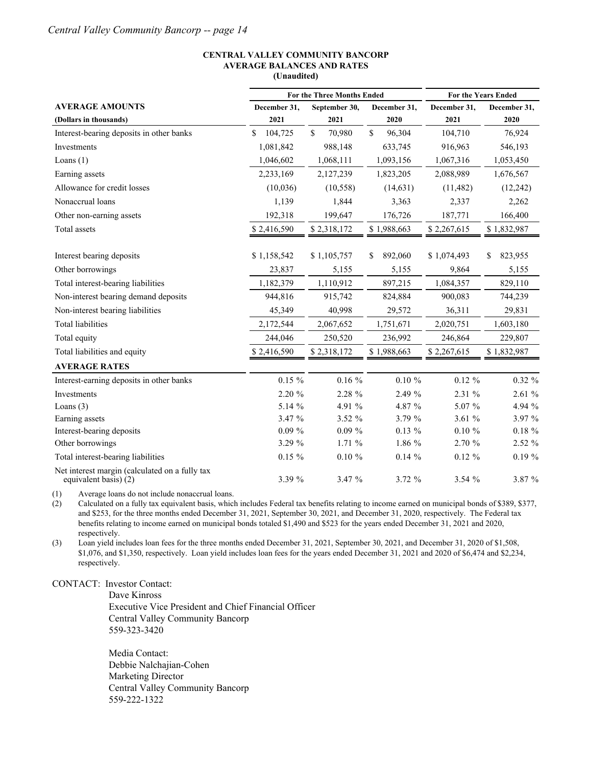**CENTRAL VALLEY COMMUNITY BANCORP**
**AVERAGE BALANCES AND RATES**
**(Unaudited)**

| | For the Three Months Ended | | | For the Years Ended | |
|---|---|---|---|---|---|
| **AVERAGE AMOUNTS** | December 31, | September 30, | December 31, | December 31, | December 31, |
| **(Dollars in thousands)** | 2021 | 2021 | 2020 | 2021 | 2020 |
| Interest-bearing deposits in other banks | $ 104,725 | $ 70,980 | $ 96,304 | 104,710 | 76,924 |
| Investments | 1,081,842 | 988,148 | 633,745 | 916,963 | 546,193 |
| Loans (1) | 1,046,602 | 1,068,111 | 1,093,156 | 1,067,316 | 1,053,450 |
| Earning assets | 2,233,169 | 2,127,239 | 1,823,205 | 2,088,989 | 1,676,567 |
| Allowance for credit losses | (10,036) | (10,558) | (14,631) | (11,482) | (12,242) |
| Nonaccrual loans | 1,139 | 1,844 | 3,363 | 2,337 | 2,262 |
| Other non-earning assets | 192,318 | 199,647 | 176,726 | 187,771 | 166,400 |
| Total assets | $ 2,416,590 | $ 2,318,172 | $ 1,988,663 | $ 2,267,615 | $ 1,832,987 |
| | | | | | |
| Interest bearing deposits | $ 1,158,542 | $ 1,105,757 | $ 892,060 | $ 1,074,493 | $ 823,955 |
| Other borrowings | 23,837 | 5,155 | 5,155 | 9,864 | 5,155 |
| Total interest-bearing liabilities | 1,182,379 | 1,110,912 | 897,215 | 1,084,357 | 829,110 |
| Non-interest bearing demand deposits | 944,816 | 915,742 | 824,884 | 900,083 | 744,239 |
| Non-interest bearing liabilities | 45,349 | 40,998 | 29,572 | 36,311 | 29,831 |
| Total liabilities | 2,172,544 | 2,067,652 | 1,751,671 | 2,020,751 | 1,603,180 |
| Total equity | 244,046 | 250,520 | 236,992 | 246,864 | 229,807 |
| Total liabilities and equity | $ 2,416,590 | $ 2,318,172 | $ 1,988,663 | $ 2,267,615 | $ 1,832,987 |
| **AVERAGE RATES** | | | | | |
| Interest-earning deposits in other banks | 0.15 % | 0.16 % | 0.10 % | 0.12 % | 0.32 % |
| Investments | 2.20 % | 2.28 % | 2.49 % | 2.31 % | 2.61 % |
| Loans (3) | 5.14 % | 4.91 % | 4.87 % | 5.07 % | 4.94 % |
| Earning assets | 3.47 % | 3.52 % | 3.79 % | 3.61 % | 3.97 % |
| Interest-bearing deposits | 0.09 % | 0.09 % | 0.13 % | 0.10 % | 0.18 % |
| Other borrowings | 3.29 % | 1.71 % | 1.86 % | 2.70 % | 2.52 % |
| Total interest-bearing liabilities | 0.15 % | 0.10 % | 0.14 % | 0.12 % | 0.19 % |
| Net interest margin (calculated on a fully tax equivalent basis) (2) | 3.39 % | 3.47 % | 3.72 % | 3.54 % | 3.87 % |

(1) Average loans do not include nonaccrual loans.

(2) Calculated on a fully tax equivalent basis, which includes Federal tax benefits relating to income earned on municipal bonds of $389, $377, and $253, for the three months ended December 31, 2021, September 30, 2021, and December 31, 2020, respectively. The Federal tax benefits relating to income earned on municipal bonds totaled $1,490 and $523 for the years ended December 31, 2021 and 2020, respectively.

(3) Loan yield includes loan fees for the three months ended December 31, 2021, September 30, 2021, and December 31, 2020 of $1,508, $1,076, and $1,350, respectively. Loan yield includes loan fees for the years ended December 31, 2021 and 2020 of $6,474 and $2,234, respectively.

CONTACT: Investor Contact:

Dave Kinross
Executive Vice President and Chief Financial Officer
Central Valley Community Bancorp
559-323-3420

Media Contact:
Debbie Nalchajian-Cohen
Marketing Director
Central Valley Community Bancorp
559-222-1322